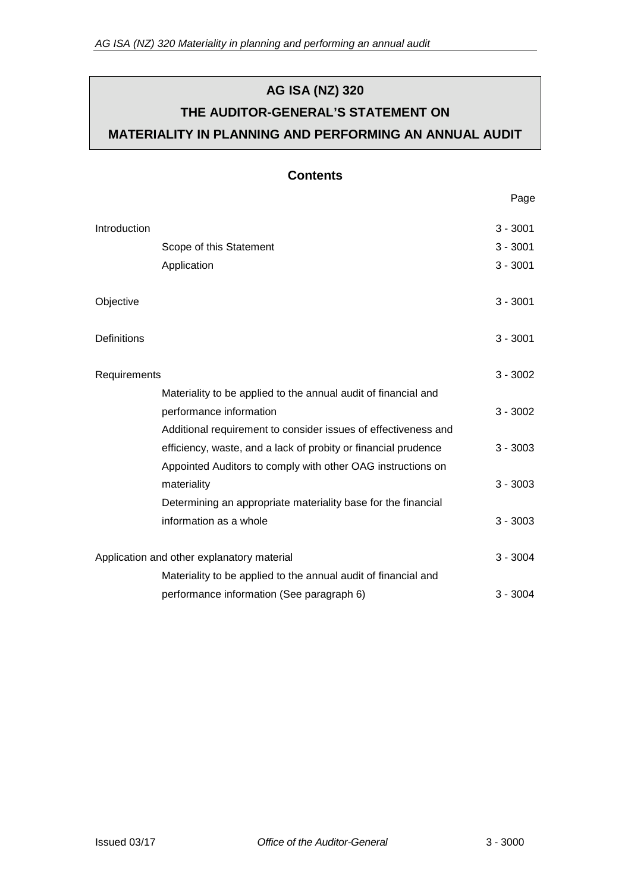# AG ISA (NZ) 320

# THE AUDITOR-GENERAL'S STATEMENT ON

# MATERIALITY IN PLANNING AND PERFORMING AN ANNUAL AUDIT

## Contents

| | Page |
|---|---|
| Introduction | 3 - 3001 |
| Scope of this Statement | 3 - 3001 |
| Application | 3 - 3001 |
| Objective | 3 - 3001 |
| Definitions | 3 - 3001 |
| Requirements | 3 - 3002 |
| Materiality to be applied to the annual audit of financial and performance information | 3 - 3002 |
| Additional requirement to consider issues of effectiveness and efficiency, waste, and a lack of probity or financial prudence | 3 - 3003 |
| Appointed Auditors to comply with other OAG instructions on materiality | 3 - 3003 |
| Determining an appropriate materiality base for the financial information as a whole | 3 - 3003 |
| Application and other explanatory material | 3 - 3004 |
| Materiality to be applied to the annual audit of financial and performance information (See paragraph 6) | 3 - 3004 |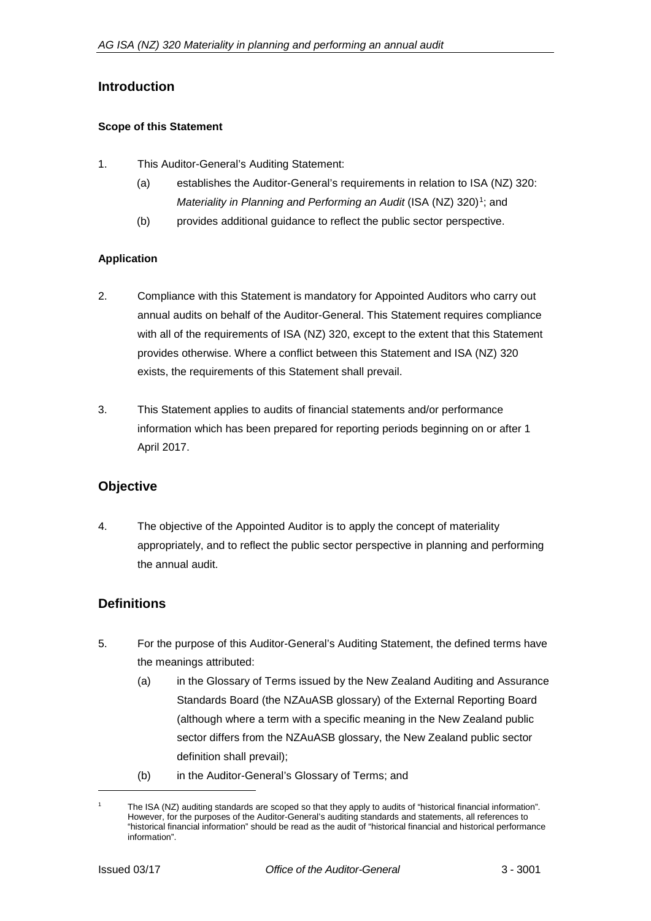## Introduction

### Scope of this Statement

1. This Auditor-General's Auditing Statement:
   - (a) establishes the Auditor-General's requirements in relation to ISA (NZ) 320: *Materiality in Planning and Performing an Audit* (ISA (NZ) 320)[1]; and
   - (b) provides additional guidance to reflect the public sector perspective.

### Application

2. Compliance with this Statement is mandatory for Appointed Auditors who carry out annual audits on behalf of the Auditor-General. This Statement requires compliance with all of the requirements of ISA (NZ) 320, except to the extent that this Statement provides otherwise. Where a conflict between this Statement and ISA (NZ) 320 exists, the requirements of this Statement shall prevail.

3. This Statement applies to audits of financial statements and/or performance information which has been prepared for reporting periods beginning on or after 1 April 2017.

## Objective

4. The objective of the Appointed Auditor is to apply the concept of materiality appropriately, and to reflect the public sector perspective in planning and performing the annual audit.

## Definitions

5. For the purpose of this Auditor-General's Auditing Statement, the defined terms have the meanings attributed:
   - (a) in the Glossary of Terms issued by the New Zealand Auditing and Assurance Standards Board (the NZAuASB glossary) of the External Reporting Board (although where a term with a specific meaning in the New Zealand public sector differs from the NZAuASB glossary, the New Zealand public sector definition shall prevail);
   - (b) in the Auditor-General's Glossary of Terms; and

---

[1] The ISA (NZ) auditing standards are scoped so that they apply to audits of "historical financial information". However, for the purposes of the Auditor-General's auditing standards and statements, all references to "historical financial information" should be read as the audit of "historical financial and historical performance information".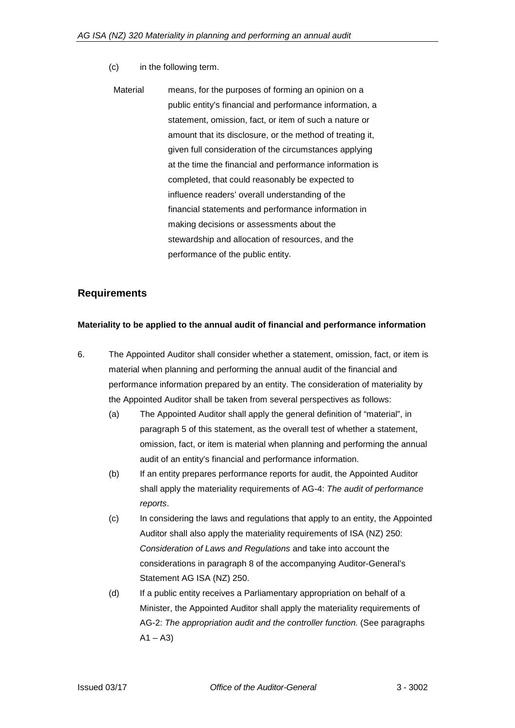(c) in the following term.

Material means, for the purposes of forming an opinion on a public entity's financial and performance information, a statement, omission, fact, or item of such a nature or amount that its disclosure, or the method of treating it, given full consideration of the circumstances applying at the time the financial and performance information is completed, that could reasonably be expected to influence readers' overall understanding of the financial statements and performance information in making decisions or assessments about the stewardship and allocation of resources, and the performance of the public entity.

## Requirements

**Materiality to be applied to the annual audit of financial and performance information**

6. The Appointed Auditor shall consider whether a statement, omission, fact, or item is material when planning and performing the annual audit of the financial and performance information prepared by an entity. The consideration of materiality by the Appointed Auditor shall be taken from several perspectives as follows:

   (a) The Appointed Auditor shall apply the general definition of "material", in paragraph 5 of this statement, as the overall test of whether a statement, omission, fact, or item is material when planning and performing the annual audit of an entity's financial and performance information.

   (b) If an entity prepares performance reports for audit, the Appointed Auditor shall apply the materiality requirements of AG-4: *The audit of performance reports*.

   (c) In considering the laws and regulations that apply to an entity, the Appointed Auditor shall also apply the materiality requirements of ISA (NZ) 250: *Consideration of Laws and Regulations* and take into account the considerations in paragraph 8 of the accompanying Auditor-General's Statement AG ISA (NZ) 250.

   (d) If a public entity receives a Parliamentary appropriation on behalf of a Minister, the Appointed Auditor shall apply the materiality requirements of AG-2: *The appropriation audit and the controller function.* (See paragraphs A1 – A3)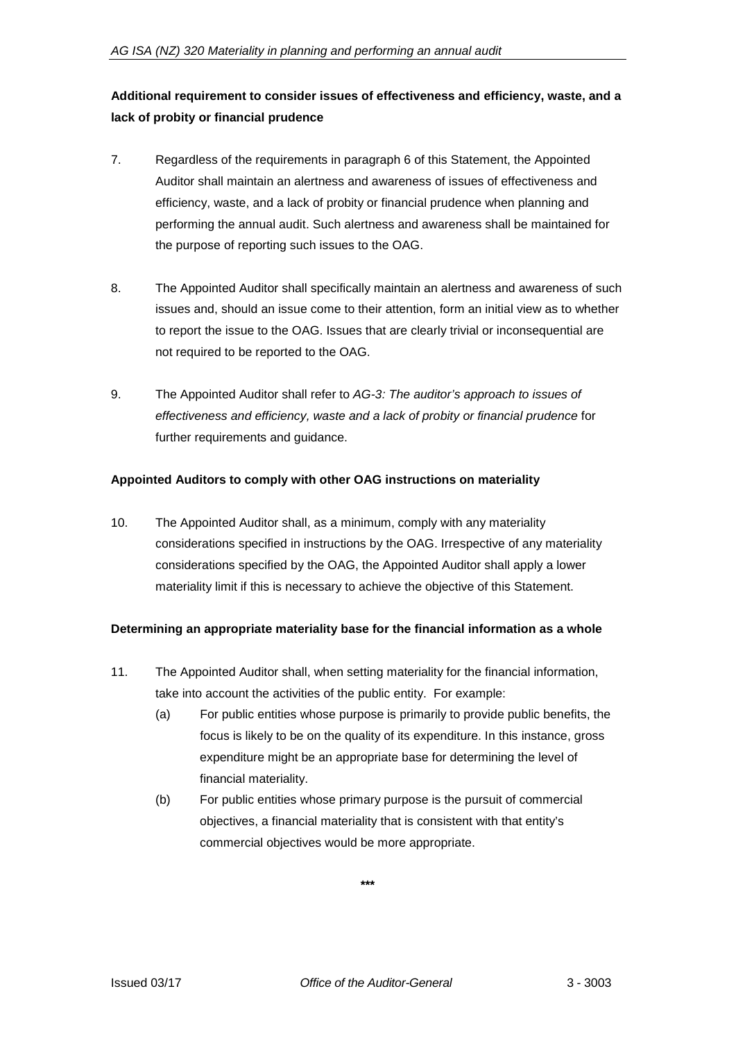**Additional requirement to consider issues of effectiveness and efficiency, waste, and a lack of probity or financial prudence**

7. Regardless of the requirements in paragraph 6 of this Statement, the Appointed Auditor shall maintain an alertness and awareness of issues of effectiveness and efficiency, waste, and a lack of probity or financial prudence when planning and performing the annual audit. Such alertness and awareness shall be maintained for the purpose of reporting such issues to the OAG.

8. The Appointed Auditor shall specifically maintain an alertness and awareness of such issues and, should an issue come to their attention, form an initial view as to whether to report the issue to the OAG. Issues that are clearly trivial or inconsequential are not required to be reported to the OAG.

9. The Appointed Auditor shall refer to *AG-3: The auditor's approach to issues of effectiveness and efficiency, waste and a lack of probity or financial prudence* for further requirements and guidance.

**Appointed Auditors to comply with other OAG instructions on materiality**

10. The Appointed Auditor shall, as a minimum, comply with any materiality considerations specified in instructions by the OAG. Irrespective of any materiality considerations specified by the OAG, the Appointed Auditor shall apply a lower materiality limit if this is necessary to achieve the objective of this Statement.

**Determining an appropriate materiality base for the financial information as a whole**

11. The Appointed Auditor shall, when setting materiality for the financial information, take into account the activities of the public entity. For example:
    (a) For public entities whose purpose is primarily to provide public benefits, the focus is likely to be on the quality of its expenditure. In this instance, gross expenditure might be an appropriate base for determining the level of financial materiality.
    (b) For public entities whose primary purpose is the pursuit of commercial objectives, a financial materiality that is consistent with that entity's commercial objectives would be more appropriate.

\*\*\*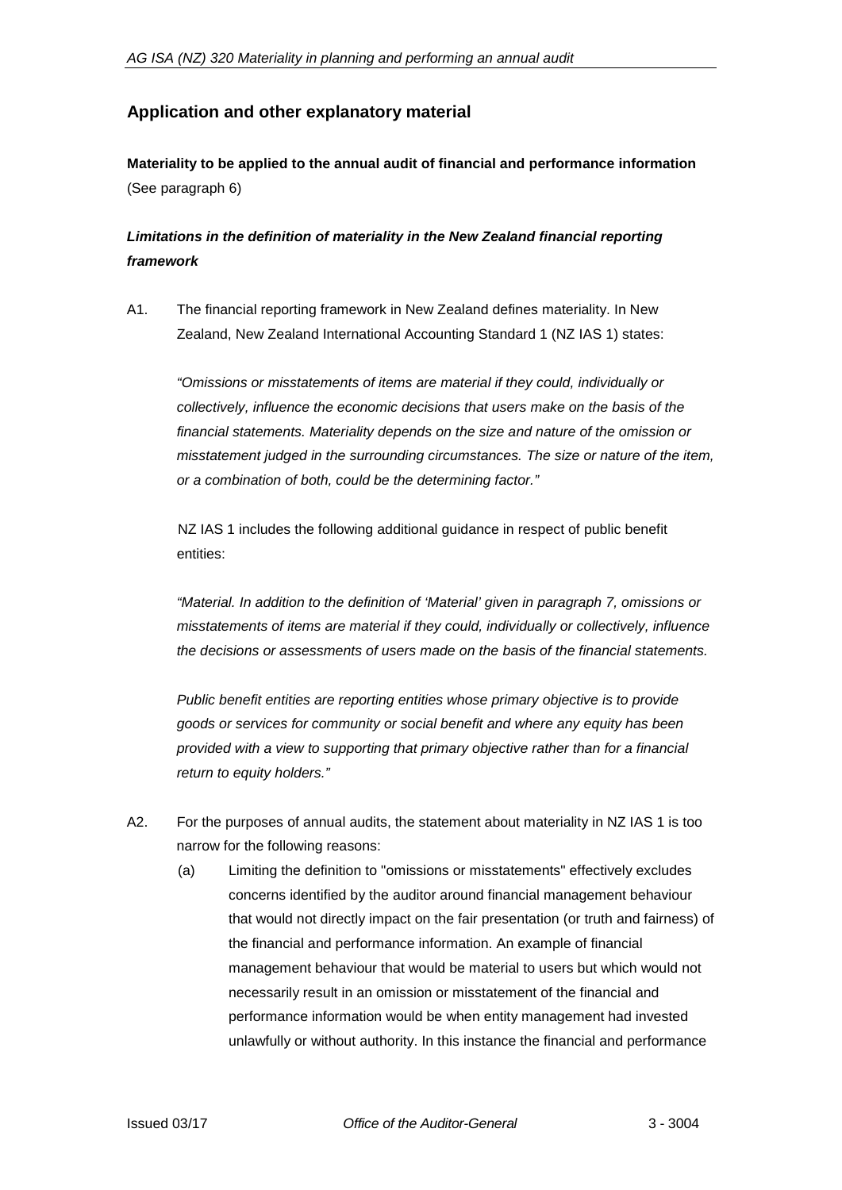## Application and other explanatory material

**Materiality to be applied to the annual audit of financial and performance information**
(See paragraph 6)

***Limitations in the definition of materiality in the New Zealand financial reporting framework***

A1. The financial reporting framework in New Zealand defines materiality. In New Zealand, New Zealand International Accounting Standard 1 (NZ IAS 1) states:

*"Omissions or misstatements of items are material if they could, individually or collectively, influence the economic decisions that users make on the basis of the financial statements. Materiality depends on the size and nature of the omission or misstatement judged in the surrounding circumstances. The size or nature of the item, or a combination of both, could be the determining factor."*

NZ IAS 1 includes the following additional guidance in respect of public benefit entities:

*"Material. In addition to the definition of 'Material' given in paragraph 7, omissions or misstatements of items are material if they could, individually or collectively, influence the decisions or assessments of users made on the basis of the financial statements.*

*Public benefit entities are reporting entities whose primary objective is to provide goods or services for community or social benefit and where any equity has been provided with a view to supporting that primary objective rather than for a financial return to equity holders."*

A2. For the purposes of annual audits, the statement about materiality in NZ IAS 1 is too narrow for the following reasons:

(a) Limiting the definition to "omissions or misstatements" effectively excludes concerns identified by the auditor around financial management behaviour that would not directly impact on the fair presentation (or truth and fairness) of the financial and performance information. An example of financial management behaviour that would be material to users but which would not necessarily result in an omission or misstatement of the financial and performance information would be when entity management had invested unlawfully or without authority. In this instance the financial and performance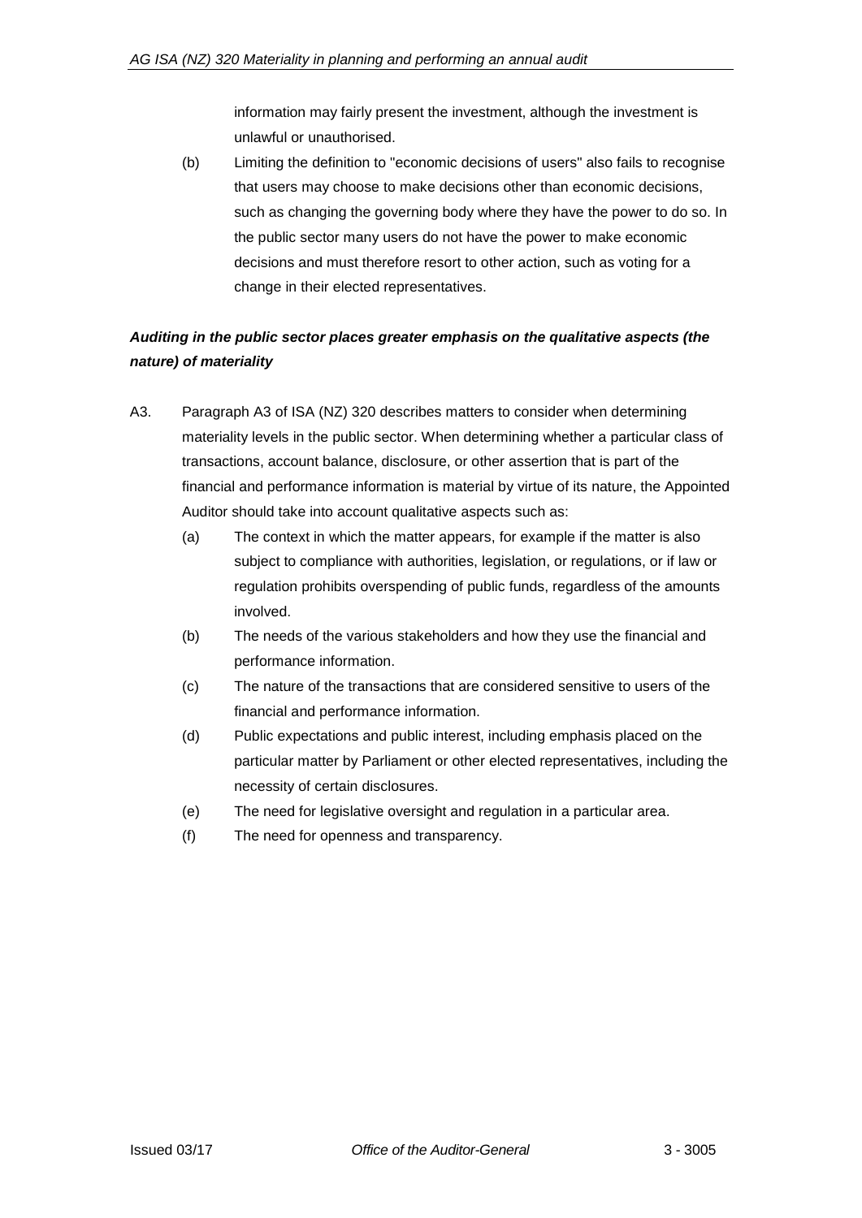information may fairly present the investment, although the investment is unlawful or unauthorised.

(b) Limiting the definition to "economic decisions of users" also fails to recognise that users may choose to make decisions other than economic decisions, such as changing the governing body where they have the power to do so. In the public sector many users do not have the power to make economic decisions and must therefore resort to other action, such as voting for a change in their elected representatives.

***Auditing in the public sector places greater emphasis on the qualitative aspects (the nature) of materiality***

A3. Paragraph A3 of ISA (NZ) 320 describes matters to consider when determining materiality levels in the public sector. When determining whether a particular class of transactions, account balance, disclosure, or other assertion that is part of the financial and performance information is material by virtue of its nature, the Appointed Auditor should take into account qualitative aspects such as:

(a) The context in which the matter appears, for example if the matter is also subject to compliance with authorities, legislation, or regulations, or if law or regulation prohibits overspending of public funds, regardless of the amounts involved.

(b) The needs of the various stakeholders and how they use the financial and performance information.

(c) The nature of the transactions that are considered sensitive to users of the financial and performance information.

(d) Public expectations and public interest, including emphasis placed on the particular matter by Parliament or other elected representatives, including the necessity of certain disclosures.

(e) The need for legislative oversight and regulation in a particular area.

(f) The need for openness and transparency.